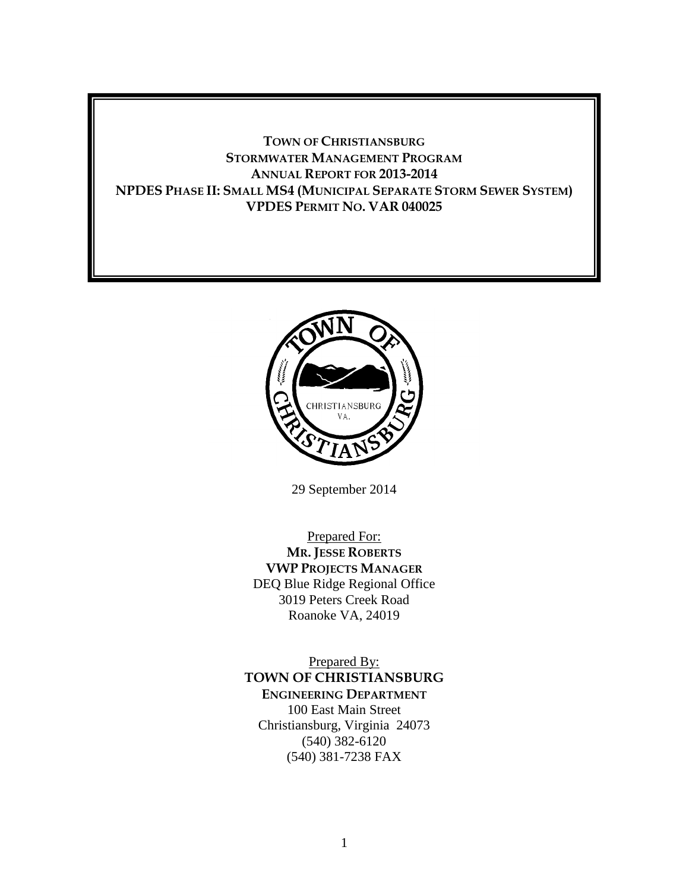**TOWN OF CHRISTIANSBURG**
**STORMWATER MANAGEMENT PROGRAM**
**ANNUAL REPORT FOR 2013-2014**
**NPDES PHASE II: SMALL MS4 (MUNICIPAL SEPARATE STORM SEWER SYSTEM)**
**VPDES PERMIT NO. VAR 040025**

29 September 2014

Prepared For:
**MR. JESSE ROBERTS**
**VWP PROJECTS MANAGER**
DEQ Blue Ridge Regional Office
3019 Peters Creek Road
Roanoke VA, 24019

Prepared By:
**TOWN OF CHRISTIANSBURG**
**ENGINEERING DEPARTMENT**
100 East Main Street
Christiansburg, Virginia 24073
(540) 382-6120
(540) 381-7238 FAX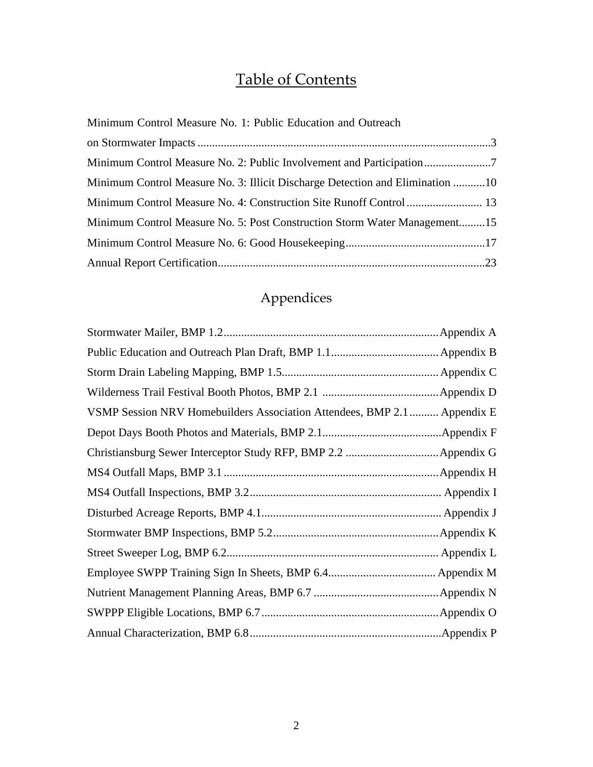# Table of Contents

Minimum Control Measure No. 1: Public Education and Outreach on Stormwater Impacts ....................................................................................................3
Minimum Control Measure No. 2: Public Involvement and Participation.......................7
Minimum Control Measure No. 3: Illicit Discharge Detection and Elimination ...........10
Minimum Control Measure No. 4: Construction Site Runoff Control .......................... 13
Minimum Control Measure No. 5: Post Construction Storm Water Management.........15
Minimum Control Measure No. 6: Good Housekeeping................................................17
Annual Report Certification...........................................................................................23

## Appendices

Stormwater Mailer, BMP 1.2..........................................................................Appendix A
Public Education and Outreach Plan Draft, BMP 1.1.....................................Appendix B
Storm Drain Labeling Mapping, BMP 1.5......................................................Appendix C
Wilderness Trail Festival Booth Photos, BMP 2.1 ........................................Appendix D
VSMP Session NRV Homebuilders Association Attendees, BMP 2.1.......... Appendix E
Depot Days Booth Photos and Materials, BMP 2.1.........................................Appendix F
Christiansburg Sewer Interceptor Study RFP, BMP 2.2 ................................Appendix G
MS4 Outfall Maps, BMP 3.1 ..........................................................................Appendix H
MS4 Outfall Inspections, BMP 3.2................................................................. Appendix I
Disturbed Acreage Reports, BMP 4.1............................................................. Appendix J
Stormwater BMP Inspections, BMP 5.2.........................................................Appendix K
Street Sweeper Log, BMP 6.2......................................................................... Appendix L
Employee SWPP Training Sign In Sheets, BMP 6.4..................................... Appendix M
Nutrient Management Planning Areas, BMP 6.7 ...........................................Appendix N
SWPPP Eligible Locations, BMP 6.7.............................................................Appendix O
Annual Characterization, BMP 6.8..................................................................Appendix P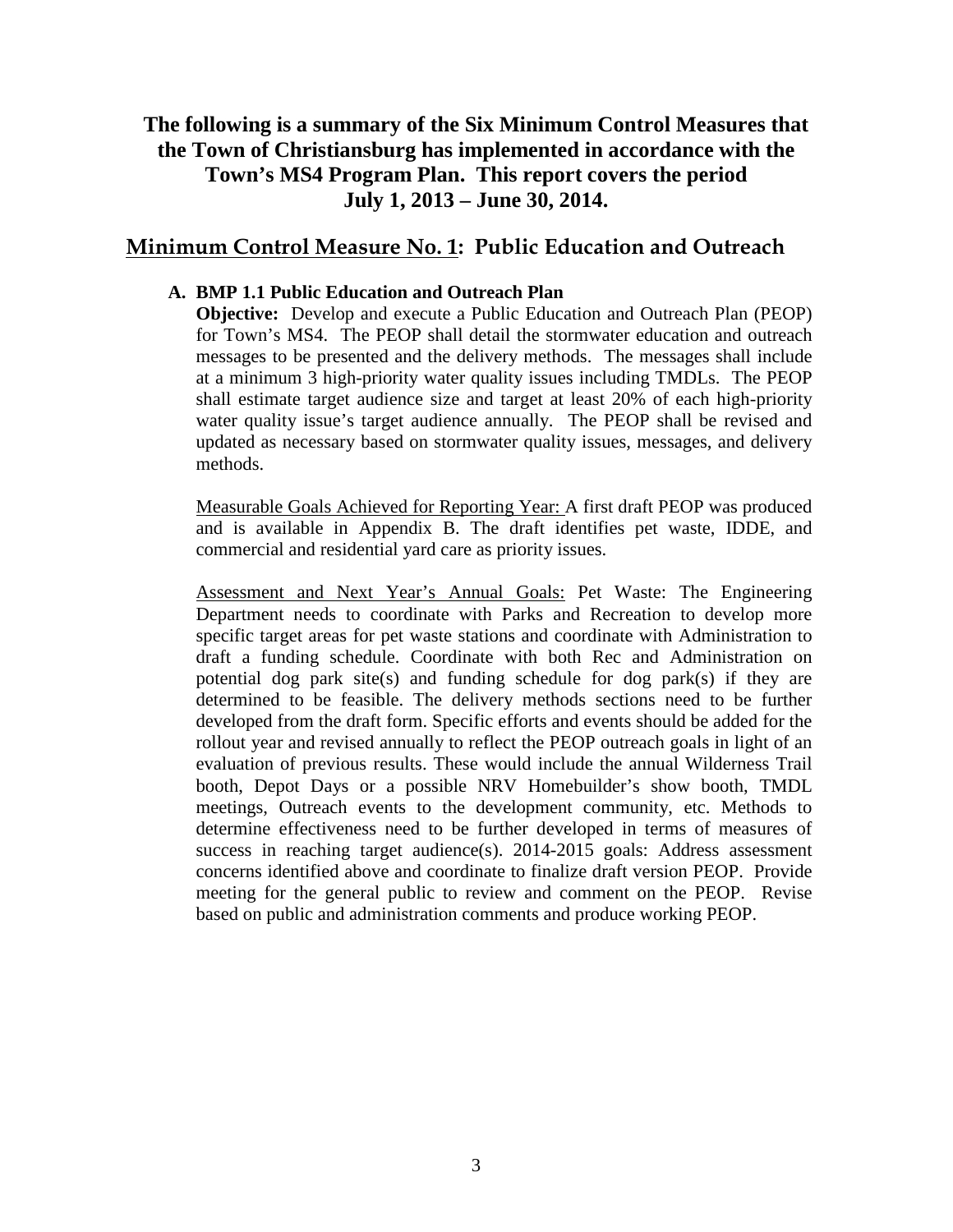# The following is a summary of the Six Minimum Control Measures that the Town of Christiansburg has implemented in accordance with the Town's MS4 Program Plan. This report covers the period July 1, 2013 – June 30, 2014.

## Minimum Control Measure No. 1: Public Education and Outreach

**A. BMP 1.1 Public Education and Outreach Plan**

**Objective:** Develop and execute a Public Education and Outreach Plan (PEOP) for Town's MS4. The PEOP shall detail the stormwater education and outreach messages to be presented and the delivery methods. The messages shall include at a minimum 3 high-priority water quality issues including TMDLs. The PEOP shall estimate target audience size and target at least 20% of each high-priority water quality issue's target audience annually. The PEOP shall be revised and updated as necessary based on stormwater quality issues, messages, and delivery methods.

Measurable Goals Achieved for Reporting Year: A first draft PEOP was produced and is available in Appendix B. The draft identifies pet waste, IDDE, and commercial and residential yard care as priority issues.

Assessment and Next Year's Annual Goals: Pet Waste: The Engineering Department needs to coordinate with Parks and Recreation to develop more specific target areas for pet waste stations and coordinate with Administration to draft a funding schedule. Coordinate with both Rec and Administration on potential dog park site(s) and funding schedule for dog park(s) if they are determined to be feasible. The delivery methods sections need to be further developed from the draft form. Specific efforts and events should be added for the rollout year and revised annually to reflect the PEOP outreach goals in light of an evaluation of previous results. These would include the annual Wilderness Trail booth, Depot Days or a possible NRV Homebuilder's show booth, TMDL meetings, Outreach events to the development community, etc. Methods to determine effectiveness need to be further developed in terms of measures of success in reaching target audience(s). 2014-2015 goals: Address assessment concerns identified above and coordinate to finalize draft version PEOP. Provide meeting for the general public to review and comment on the PEOP. Revise based on public and administration comments and produce working PEOP.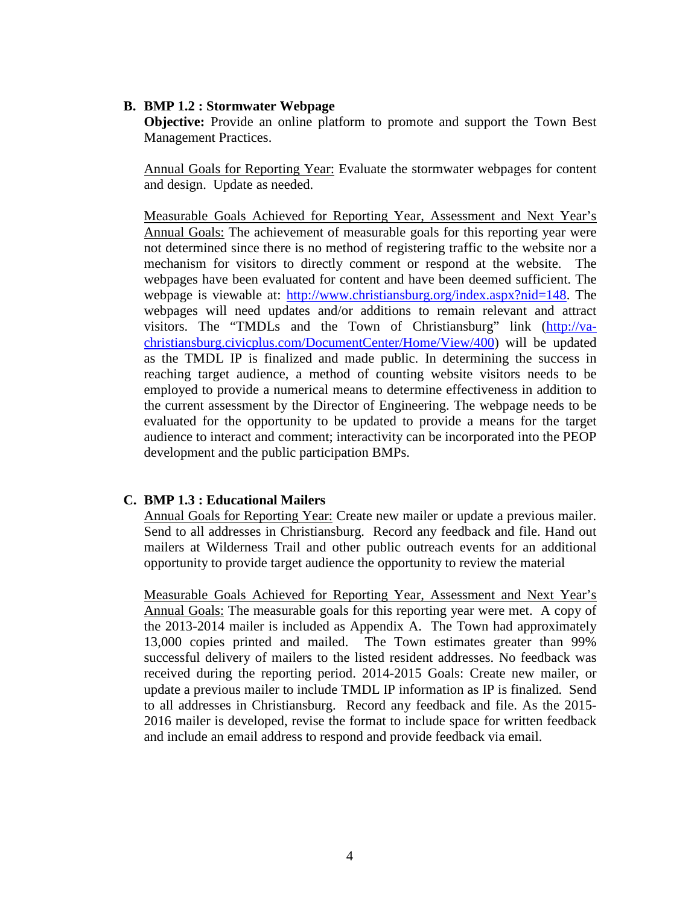### B. BMP 1.2 : Stormwater Webpage

**Objective:** Provide an online platform to promote and support the Town Best Management Practices.

Annual Goals for Reporting Year: Evaluate the stormwater webpages for content and design. Update as needed.

Measurable Goals Achieved for Reporting Year, Assessment and Next Year's Annual Goals: The achievement of measurable goals for this reporting year were not determined since there is no method of registering traffic to the website nor a mechanism for visitors to directly comment or respond at the website. The webpages have been evaluated for content and have been deemed sufficient. The webpage is viewable at: [http://www.christiansburg.org/index.aspx?nid=148](http://www.christiansburg.org/index.aspx?nid=148). The webpages will need updates and/or additions to remain relevant and attract visitors. The "TMDLs and the Town of Christiansburg" link ([http://va-christiansburg.civicplus.com/DocumentCenter/Home/View/400](http://va-christiansburg.civicplus.com/DocumentCenter/Home/View/400)) will be updated as the TMDL IP is finalized and made public. In determining the success in reaching target audience, a method of counting website visitors needs to be employed to provide a numerical means to determine effectiveness in addition to the current assessment by the Director of Engineering. The webpage needs to be evaluated for the opportunity to be updated to provide a means for the target audience to interact and comment; interactivity can be incorporated into the PEOP development and the public participation BMPs.

### C. BMP 1.3 : Educational Mailers

Annual Goals for Reporting Year: Create new mailer or update a previous mailer. Send to all addresses in Christiansburg. Record any feedback and file. Hand out mailers at Wilderness Trail and other public outreach events for an additional opportunity to provide target audience the opportunity to review the material

Measurable Goals Achieved for Reporting Year, Assessment and Next Year's Annual Goals: The measurable goals for this reporting year were met. A copy of the 2013-2014 mailer is included as Appendix A. The Town had approximately 13,000 copies printed and mailed. The Town estimates greater than 99% successful delivery of mailers to the listed resident addresses. No feedback was received during the reporting period. 2014-2015 Goals: Create new mailer, or update a previous mailer to include TMDL IP information as IP is finalized. Send to all addresses in Christiansburg. Record any feedback and file. As the 2015-2016 mailer is developed, revise the format to include space for written feedback and include an email address to respond and provide feedback via email.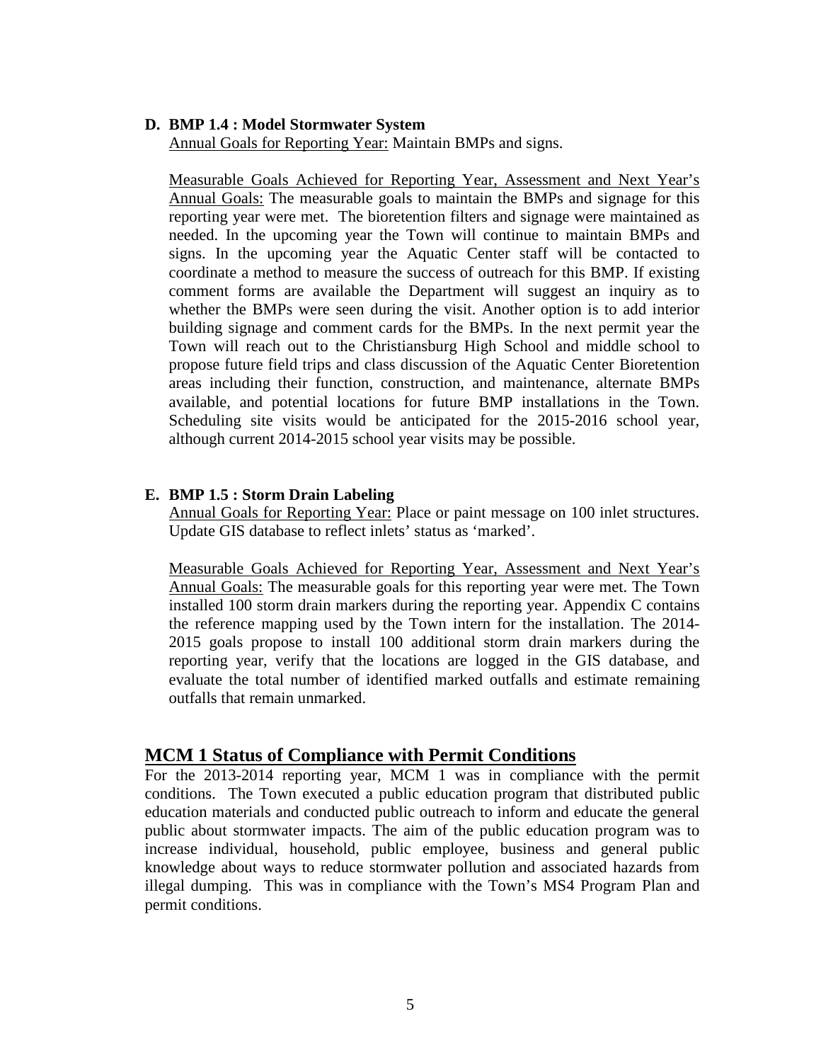**D. BMP 1.4 : Model Stormwater System**

Annual Goals for Reporting Year: Maintain BMPs and signs.

Measurable Goals Achieved for Reporting Year, Assessment and Next Year's Annual Goals: The measurable goals to maintain the BMPs and signage for this reporting year were met. The bioretention filters and signage were maintained as needed. In the upcoming year the Town will continue to maintain BMPs and signs. In the upcoming year the Aquatic Center staff will be contacted to coordinate a method to measure the success of outreach for this BMP. If existing comment forms are available the Department will suggest an inquiry as to whether the BMPs were seen during the visit. Another option is to add interior building signage and comment cards for the BMPs. In the next permit year the Town will reach out to the Christiansburg High School and middle school to propose future field trips and class discussion of the Aquatic Center Bioretention areas including their function, construction, and maintenance, alternate BMPs available, and potential locations for future BMP installations in the Town. Scheduling site visits would be anticipated for the 2015-2016 school year, although current 2014-2015 school year visits may be possible.

**E. BMP 1.5 : Storm Drain Labeling**

Annual Goals for Reporting Year: Place or paint message on 100 inlet structures. Update GIS database to reflect inlets' status as 'marked'.

Measurable Goals Achieved for Reporting Year, Assessment and Next Year's Annual Goals: The measurable goals for this reporting year were met. The Town installed 100 storm drain markers during the reporting year. Appendix C contains the reference mapping used by the Town intern for the installation. The 2014-2015 goals propose to install 100 additional storm drain markers during the reporting year, verify that the locations are logged in the GIS database, and evaluate the total number of identified marked outfalls and estimate remaining outfalls that remain unmarked.

## MCM 1 Status of Compliance with Permit Conditions

For the 2013-2014 reporting year, MCM 1 was in compliance with the permit conditions. The Town executed a public education program that distributed public education materials and conducted public outreach to inform and educate the general public about stormwater impacts. The aim of the public education program was to increase individual, household, public employee, business and general public knowledge about ways to reduce stormwater pollution and associated hazards from illegal dumping. This was in compliance with the Town's MS4 Program Plan and permit conditions.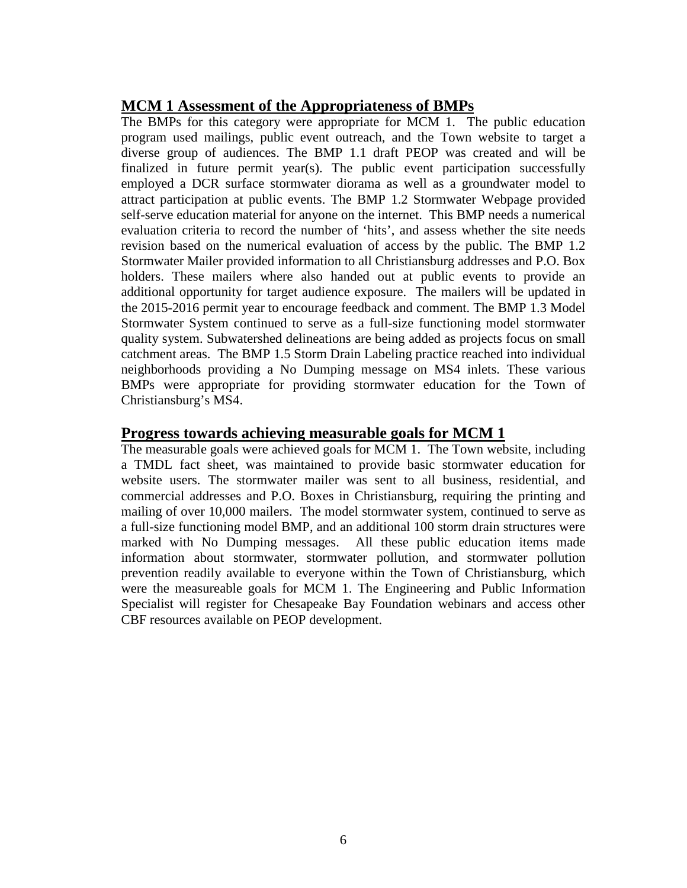## MCM 1 Assessment of the Appropriateness of BMPs

The BMPs for this category were appropriate for MCM 1. The public education program used mailings, public event outreach, and the Town website to target a diverse group of audiences. The BMP 1.1 draft PEOP was created and will be finalized in future permit year(s). The public event participation successfully employed a DCR surface stormwater diorama as well as a groundwater model to attract participation at public events. The BMP 1.2 Stormwater Webpage provided self-serve education material for anyone on the internet. This BMP needs a numerical evaluation criteria to record the number of 'hits', and assess whether the site needs revision based on the numerical evaluation of access by the public. The BMP 1.2 Stormwater Mailer provided information to all Christiansburg addresses and P.O. Box holders. These mailers where also handed out at public events to provide an additional opportunity for target audience exposure. The mailers will be updated in the 2015-2016 permit year to encourage feedback and comment. The BMP 1.3 Model Stormwater System continued to serve as a full-size functioning model stormwater quality system. Subwatershed delineations are being added as projects focus on small catchment areas. The BMP 1.5 Storm Drain Labeling practice reached into individual neighborhoods providing a No Dumping message on MS4 inlets. These various BMPs were appropriate for providing stormwater education for the Town of Christiansburg's MS4.

## Progress towards achieving measurable goals for MCM 1

The measurable goals were achieved goals for MCM 1. The Town website, including a TMDL fact sheet, was maintained to provide basic stormwater education for website users. The stormwater mailer was sent to all business, residential, and commercial addresses and P.O. Boxes in Christiansburg, requiring the printing and mailing of over 10,000 mailers. The model stormwater system, continued to serve as a full-size functioning model BMP, and an additional 100 storm drain structures were marked with No Dumping messages. All these public education items made information about stormwater, stormwater pollution, and stormwater pollution prevention readily available to everyone within the Town of Christiansburg, which were the measureable goals for MCM 1. The Engineering and Public Information Specialist will register for Chesapeake Bay Foundation webinars and access other CBF resources available on PEOP development.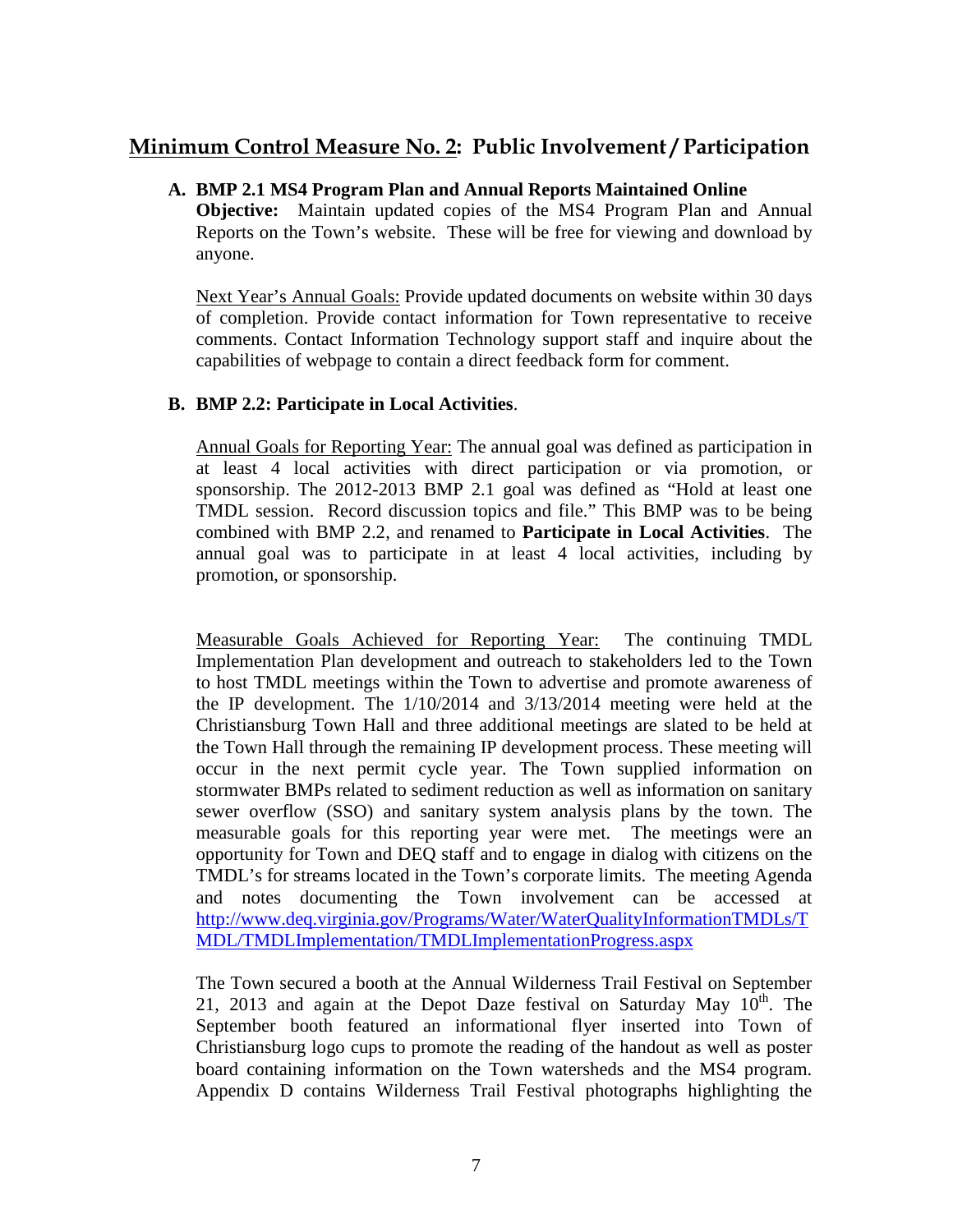## Minimum Control Measure No. 2: Public Involvement / Participation

**A. BMP 2.1 MS4 Program Plan and Annual Reports Maintained Online**

**Objective:** Maintain updated copies of the MS4 Program Plan and Annual Reports on the Town's website. These will be free for viewing and download by anyone.

Next Year's Annual Goals: Provide updated documents on website within 30 days of completion. Provide contact information for Town representative to receive comments. Contact Information Technology support staff and inquire about the capabilities of webpage to contain a direct feedback form for comment.

**B. BMP 2.2: Participate in Local Activities**.

Annual Goals for Reporting Year: The annual goal was defined as participation in at least 4 local activities with direct participation or via promotion, or sponsorship. The 2012-2013 BMP 2.1 goal was defined as "Hold at least one TMDL session. Record discussion topics and file." This BMP was to be being combined with BMP 2.2, and renamed to **Participate in Local Activities**. The annual goal was to participate in at least 4 local activities, including by promotion, or sponsorship.

Measurable Goals Achieved for Reporting Year: The continuing TMDL Implementation Plan development and outreach to stakeholders led to the Town to host TMDL meetings within the Town to advertise and promote awareness of the IP development. The 1/10/2014 and 3/13/2014 meeting were held at the Christiansburg Town Hall and three additional meetings are slated to be held at the Town Hall through the remaining IP development process. These meeting will occur in the next permit cycle year. The Town supplied information on stormwater BMPs related to sediment reduction as well as information on sanitary sewer overflow (SSO) and sanitary system analysis plans by the town. The measurable goals for this reporting year were met. The meetings were an opportunity for Town and DEQ staff and to engage in dialog with citizens on the TMDL's for streams located in the Town's corporate limits. The meeting Agenda and notes documenting the Town involvement can be accessed at http://www.deq.virginia.gov/Programs/Water/WaterQualityInformationTMDLs/TMDL/TMDLImplementation/TMDLImplementationProgress.aspx

The Town secured a booth at the Annual Wilderness Trail Festival on September 21, 2013 and again at the Depot Daze festival on Saturday May 10th. The September booth featured an informational flyer inserted into Town of Christiansburg logo cups to promote the reading of the handout as well as poster board containing information on the Town watersheds and the MS4 program. Appendix D contains Wilderness Trail Festival photographs highlighting the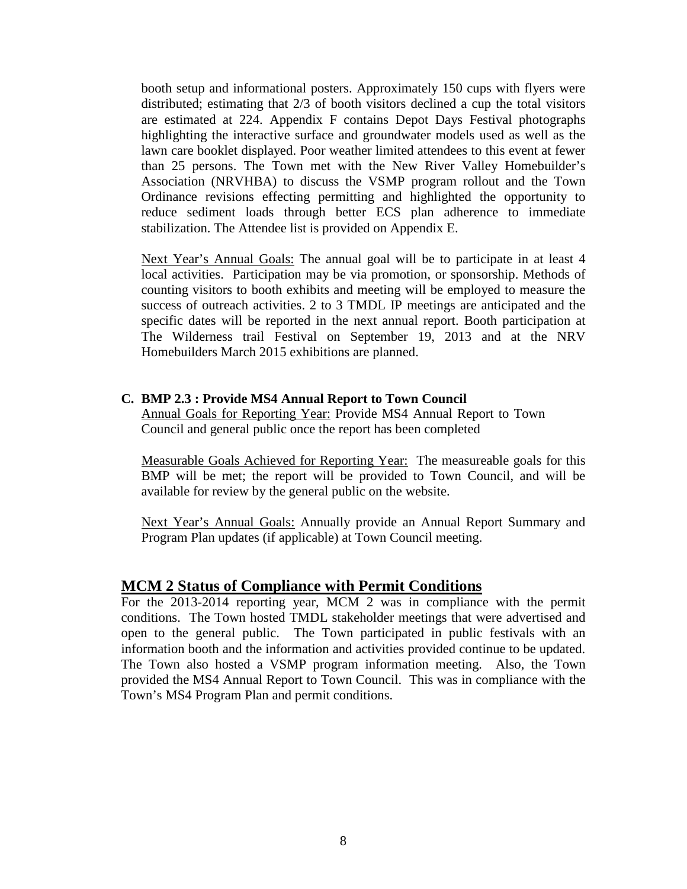booth setup and informational posters. Approximately 150 cups with flyers were distributed; estimating that 2/3 of booth visitors declined a cup the total visitors are estimated at 224. Appendix F contains Depot Days Festival photographs highlighting the interactive surface and groundwater models used as well as the lawn care booklet displayed. Poor weather limited attendees to this event at fewer than 25 persons. The Town met with the New River Valley Homebuilder's Association (NRVHBA) to discuss the VSMP program rollout and the Town Ordinance revisions effecting permitting and highlighted the opportunity to reduce sediment loads through better ECS plan adherence to immediate stabilization. The Attendee list is provided on Appendix E.

<u>Next Year's Annual Goals:</u> The annual goal will be to participate in at least 4 local activities. Participation may be via promotion, or sponsorship. Methods of counting visitors to booth exhibits and meeting will be employed to measure the success of outreach activities. 2 to 3 TMDL IP meetings are anticipated and the specific dates will be reported in the next annual report. Booth participation at The Wilderness trail Festival on September 19, 2013 and at the NRV Homebuilders March 2015 exhibitions are planned.

**C. BMP 2.3 : Provide MS4 Annual Report to Town Council**

<u>Annual Goals for Reporting Year:</u> Provide MS4 Annual Report to Town Council and general public once the report has been completed

<u>Measurable Goals Achieved for Reporting Year:</u> The measureable goals for this BMP will be met; the report will be provided to Town Council, and will be available for review by the general public on the website.

<u>Next Year's Annual Goals:</u> Annually provide an Annual Report Summary and Program Plan updates (if applicable) at Town Council meeting.

## MCM 2 Status of Compliance with Permit Conditions

For the 2013-2014 reporting year, MCM 2 was in compliance with the permit conditions. The Town hosted TMDL stakeholder meetings that were advertised and open to the general public. The Town participated in public festivals with an information booth and the information and activities provided continue to be updated. The Town also hosted a VSMP program information meeting. Also, the Town provided the MS4 Annual Report to Town Council. This was in compliance with the Town's MS4 Program Plan and permit conditions.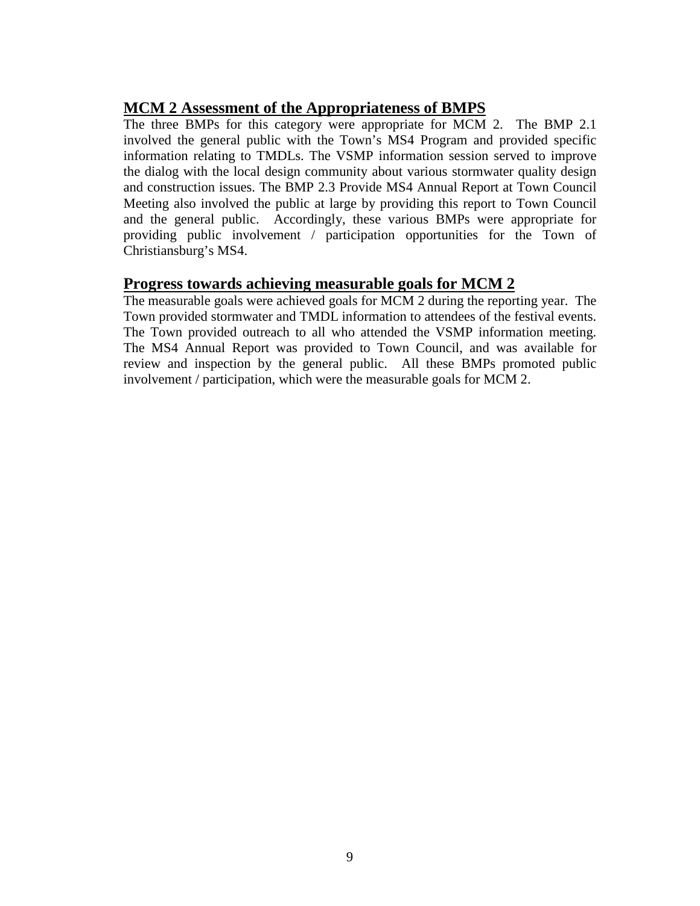## MCM 2 Assessment of the Appropriateness of BMPS

The three BMPs for this category were appropriate for MCM 2. The BMP 2.1 involved the general public with the Town's MS4 Program and provided specific information relating to TMDLs. The VSMP information session served to improve the dialog with the local design community about various stormwater quality design and construction issues. The BMP 2.3 Provide MS4 Annual Report at Town Council Meeting also involved the public at large by providing this report to Town Council and the general public. Accordingly, these various BMPs were appropriate for providing public involvement / participation opportunities for the Town of Christiansburg's MS4.

## Progress towards achieving measurable goals for MCM 2

The measurable goals were achieved goals for MCM 2 during the reporting year. The Town provided stormwater and TMDL information to attendees of the festival events. The Town provided outreach to all who attended the VSMP information meeting. The MS4 Annual Report was provided to Town Council, and was available for review and inspection by the general public. All these BMPs promoted public involvement / participation, which were the measurable goals for MCM 2.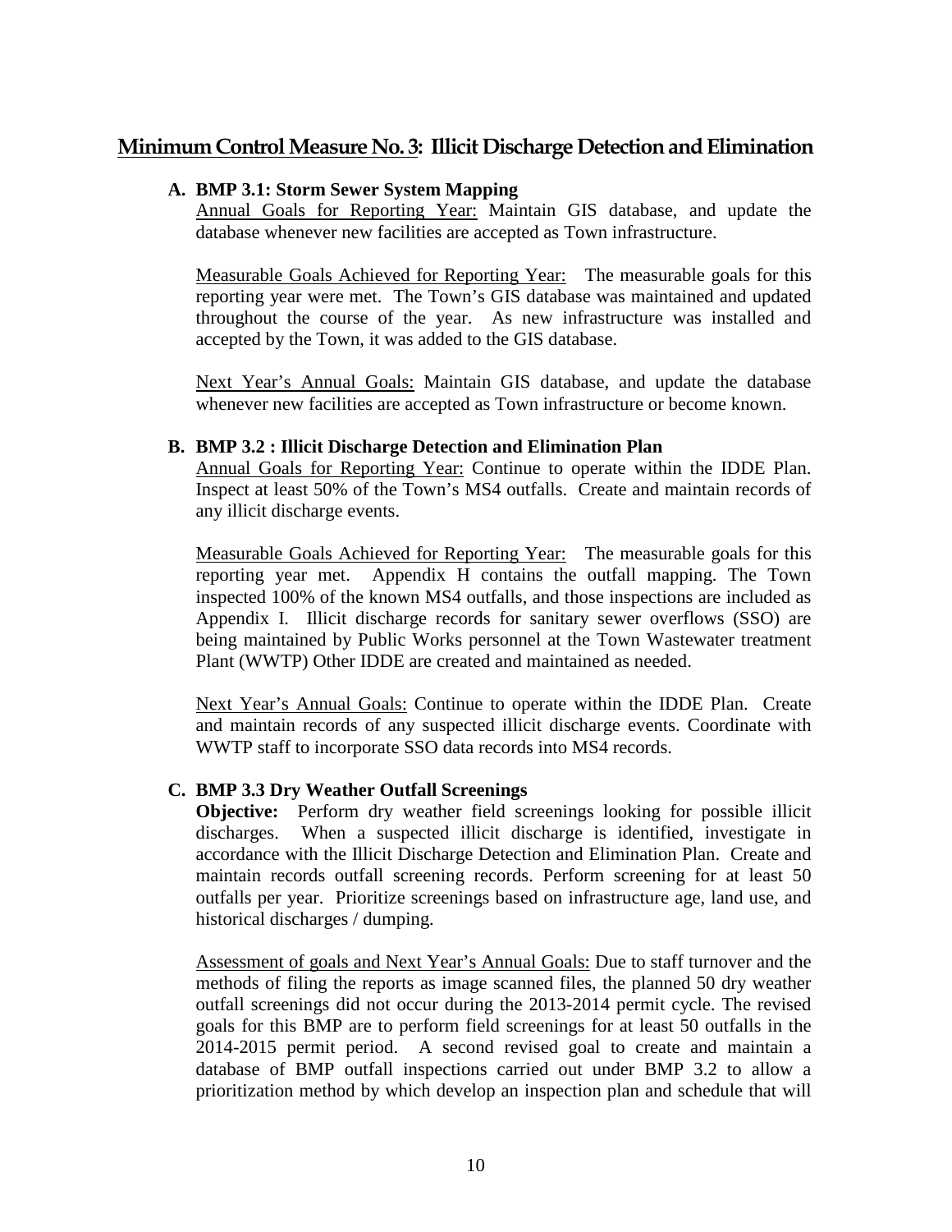## Minimum Control Measure No. 3: Illicit Discharge Detection and Elimination

**A. BMP 3.1: Storm Sewer System Mapping**

Annual Goals for Reporting Year: Maintain GIS database, and update the database whenever new facilities are accepted as Town infrastructure.

Measurable Goals Achieved for Reporting Year: The measurable goals for this reporting year were met. The Town's GIS database was maintained and updated throughout the course of the year. As new infrastructure was installed and accepted by the Town, it was added to the GIS database.

Next Year's Annual Goals: Maintain GIS database, and update the database whenever new facilities are accepted as Town infrastructure or become known.

**B. BMP 3.2 : Illicit Discharge Detection and Elimination Plan**

Annual Goals for Reporting Year: Continue to operate within the IDDE Plan. Inspect at least 50% of the Town's MS4 outfalls. Create and maintain records of any illicit discharge events.

Measurable Goals Achieved for Reporting Year: The measurable goals for this reporting year met. Appendix H contains the outfall mapping. The Town inspected 100% of the known MS4 outfalls, and those inspections are included as Appendix I. Illicit discharge records for sanitary sewer overflows (SSO) are being maintained by Public Works personnel at the Town Wastewater treatment Plant (WWTP) Other IDDE are created and maintained as needed.

Next Year's Annual Goals: Continue to operate within the IDDE Plan. Create and maintain records of any suspected illicit discharge events. Coordinate with WWTP staff to incorporate SSO data records into MS4 records.

**C. BMP 3.3 Dry Weather Outfall Screenings**

**Objective:** Perform dry weather field screenings looking for possible illicit discharges. When a suspected illicit discharge is identified, investigate in accordance with the Illicit Discharge Detection and Elimination Plan. Create and maintain records outfall screening records. Perform screening for at least 50 outfalls per year. Prioritize screenings based on infrastructure age, land use, and historical discharges / dumping.

Assessment of goals and Next Year's Annual Goals: Due to staff turnover and the methods of filing the reports as image scanned files, the planned 50 dry weather outfall screenings did not occur during the 2013-2014 permit cycle. The revised goals for this BMP are to perform field screenings for at least 50 outfalls in the 2014-2015 permit period. A second revised goal to create and maintain a database of BMP outfall inspections carried out under BMP 3.2 to allow a prioritization method by which develop an inspection plan and schedule that will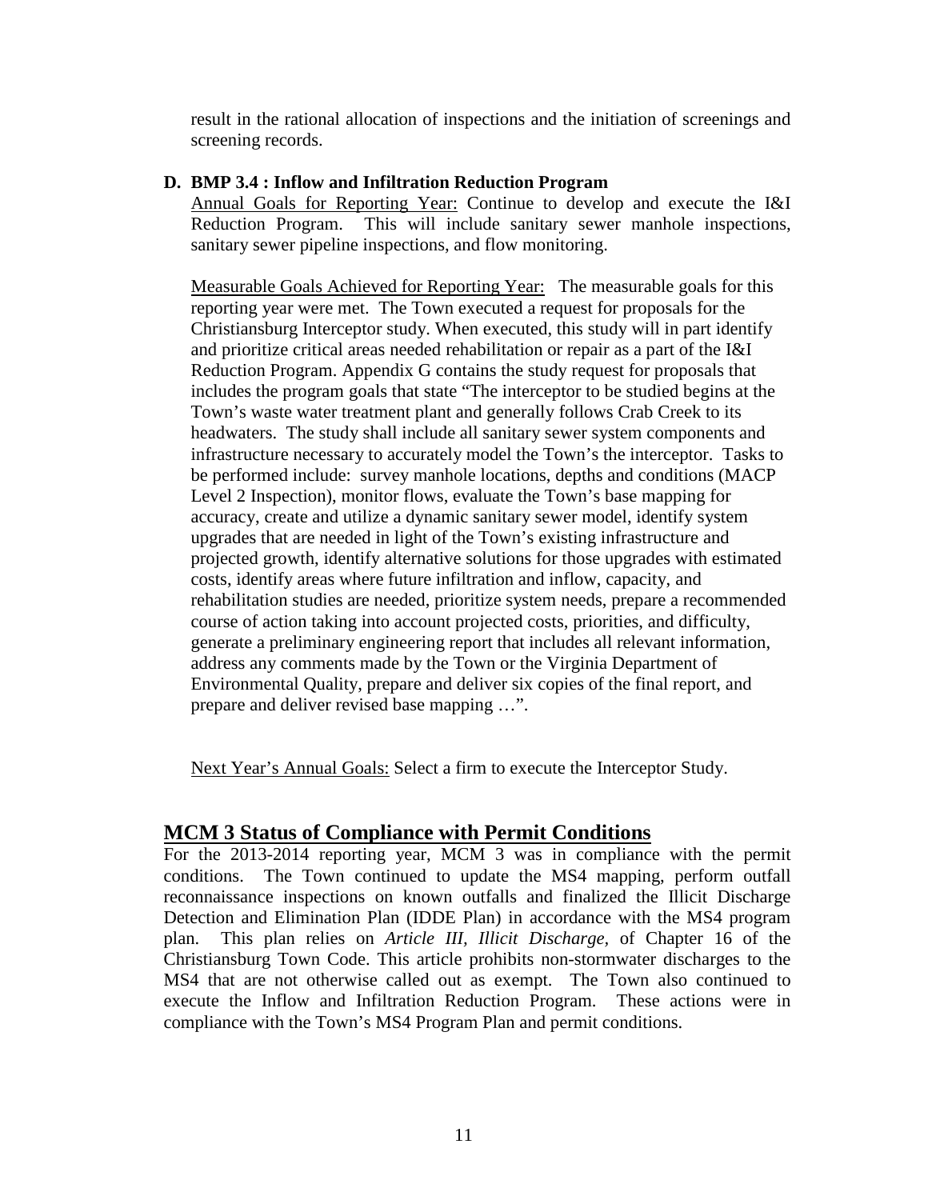result in the rational allocation of inspections and the initiation of screenings and screening records.

**D. BMP 3.4 : Inflow and Infiltration Reduction Program**

Annual Goals for Reporting Year: Continue to develop and execute the I&I Reduction Program. This will include sanitary sewer manhole inspections, sanitary sewer pipeline inspections, and flow monitoring.

Measurable Goals Achieved for Reporting Year: The measurable goals for this reporting year were met. The Town executed a request for proposals for the Christiansburg Interceptor study. When executed, this study will in part identify and prioritize critical areas needed rehabilitation or repair as a part of the I&I Reduction Program. Appendix G contains the study request for proposals that includes the program goals that state "The interceptor to be studied begins at the Town's waste water treatment plant and generally follows Crab Creek to its headwaters. The study shall include all sanitary sewer system components and infrastructure necessary to accurately model the Town's the interceptor. Tasks to be performed include: survey manhole locations, depths and conditions (MACP Level 2 Inspection), monitor flows, evaluate the Town's base mapping for accuracy, create and utilize a dynamic sanitary sewer model, identify system upgrades that are needed in light of the Town's existing infrastructure and projected growth, identify alternative solutions for those upgrades with estimated costs, identify areas where future infiltration and inflow, capacity, and rehabilitation studies are needed, prioritize system needs, prepare a recommended course of action taking into account projected costs, priorities, and difficulty, generate a preliminary engineering report that includes all relevant information, address any comments made by the Town or the Virginia Department of Environmental Quality, prepare and deliver six copies of the final report, and prepare and deliver revised base mapping …".

Next Year's Annual Goals: Select a firm to execute the Interceptor Study.

## MCM 3 Status of Compliance with Permit Conditions

For the 2013-2014 reporting year, MCM 3 was in compliance with the permit conditions. The Town continued to update the MS4 mapping, perform outfall reconnaissance inspections on known outfalls and finalized the Illicit Discharge Detection and Elimination Plan (IDDE Plan) in accordance with the MS4 program plan. This plan relies on *Article III, Illicit Discharge,* of Chapter 16 of the Christiansburg Town Code. This article prohibits non-stormwater discharges to the MS4 that are not otherwise called out as exempt. The Town also continued to execute the Inflow and Infiltration Reduction Program. These actions were in compliance with the Town's MS4 Program Plan and permit conditions.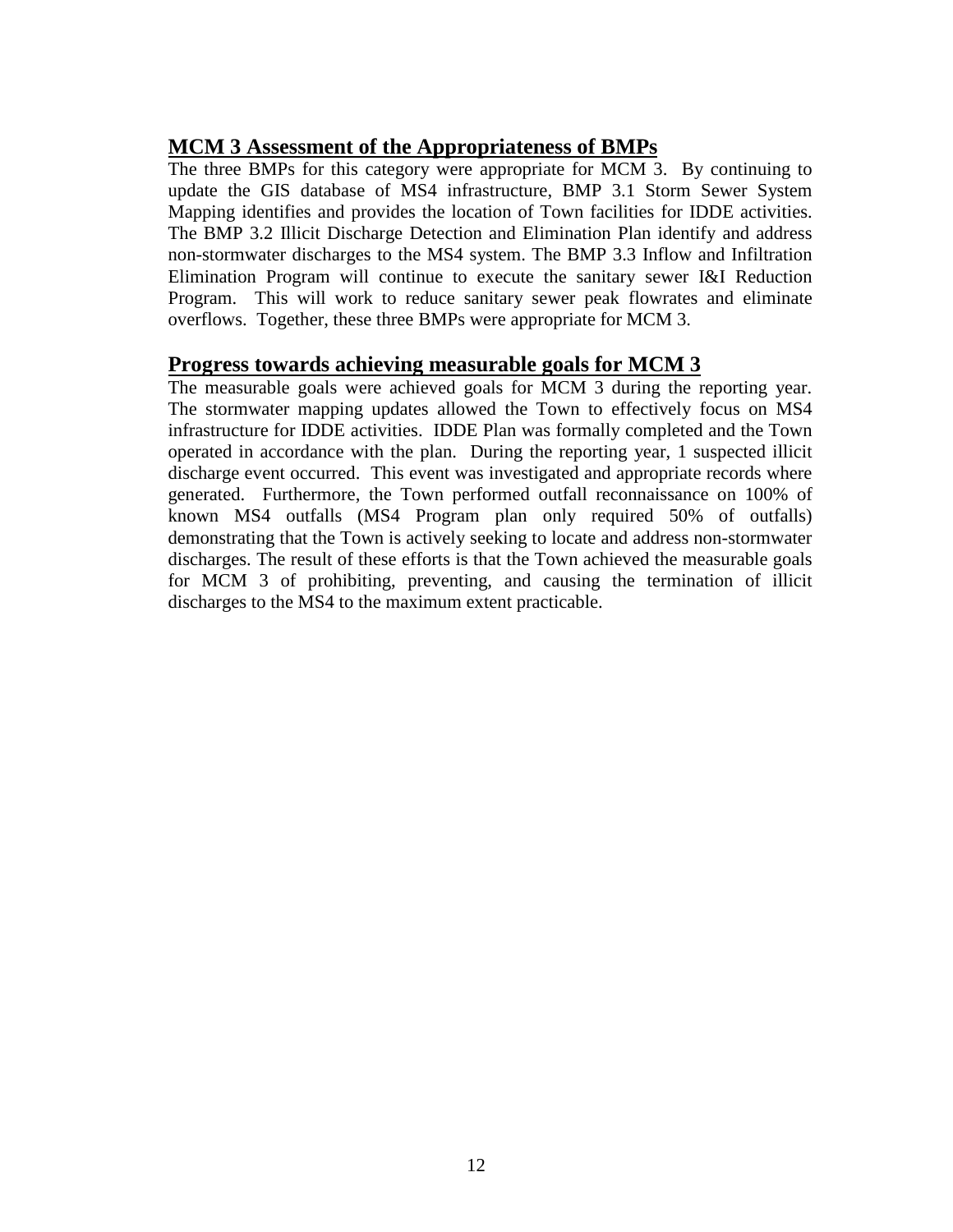## MCM 3 Assessment of the Appropriateness of BMPs

The three BMPs for this category were appropriate for MCM 3. By continuing to update the GIS database of MS4 infrastructure, BMP 3.1 Storm Sewer System Mapping identifies and provides the location of Town facilities for IDDE activities. The BMP 3.2 Illicit Discharge Detection and Elimination Plan identify and address non-stormwater discharges to the MS4 system. The BMP 3.3 Inflow and Infiltration Elimination Program will continue to execute the sanitary sewer I&I Reduction Program. This will work to reduce sanitary sewer peak flowrates and eliminate overflows. Together, these three BMPs were appropriate for MCM 3.

## Progress towards achieving measurable goals for MCM 3

The measurable goals were achieved goals for MCM 3 during the reporting year. The stormwater mapping updates allowed the Town to effectively focus on MS4 infrastructure for IDDE activities. IDDE Plan was formally completed and the Town operated in accordance with the plan. During the reporting year, 1 suspected illicit discharge event occurred. This event was investigated and appropriate records where generated. Furthermore, the Town performed outfall reconnaissance on 100% of known MS4 outfalls (MS4 Program plan only required 50% of outfalls) demonstrating that the Town is actively seeking to locate and address non-stormwater discharges. The result of these efforts is that the Town achieved the measurable goals for MCM 3 of prohibiting, preventing, and causing the termination of illicit discharges to the MS4 to the maximum extent practicable.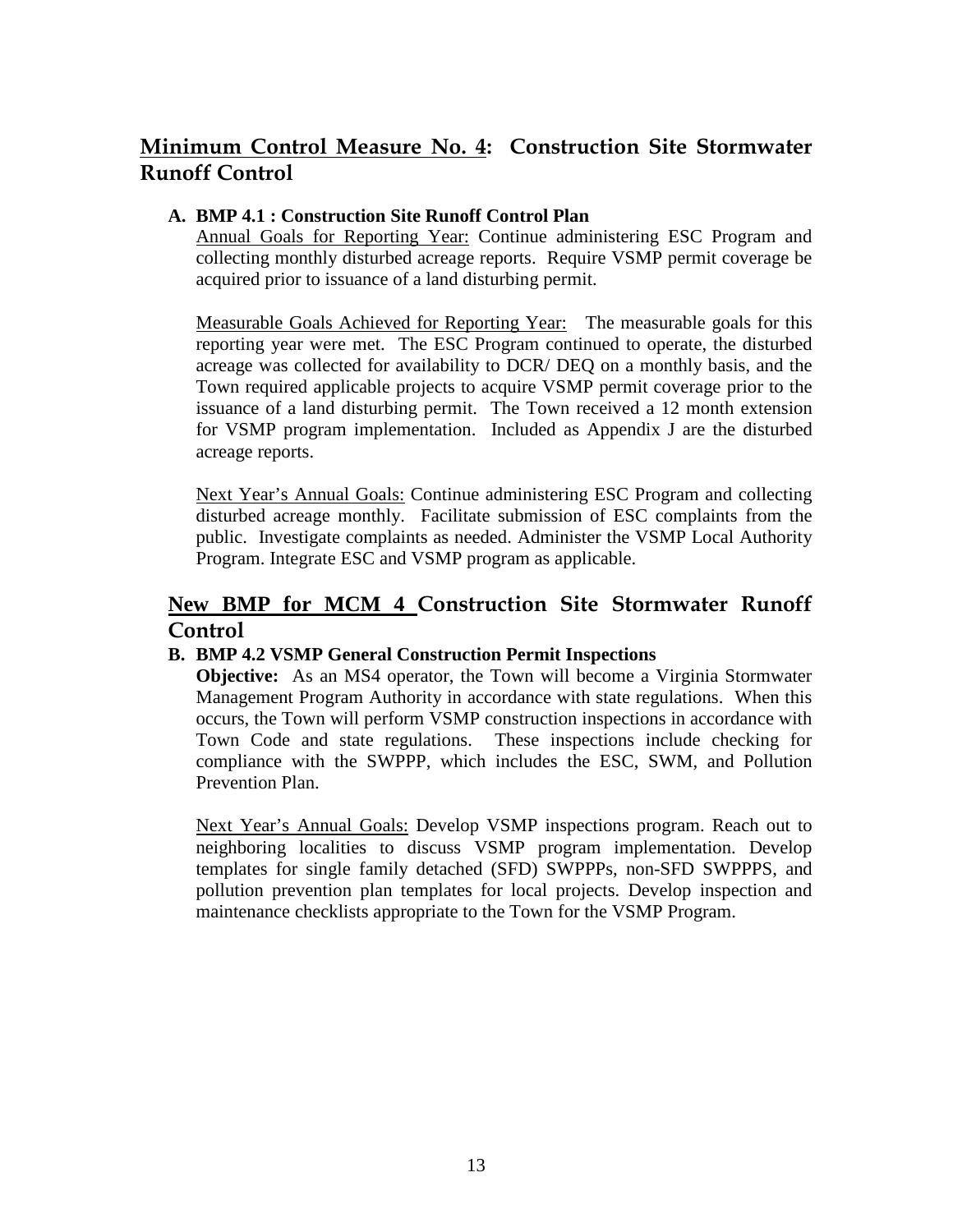## Minimum Control Measure No. 4: Construction Site Stormwater Runoff Control

**A. BMP 4.1 : Construction Site Runoff Control Plan**

Annual Goals for Reporting Year: Continue administering ESC Program and collecting monthly disturbed acreage reports. Require VSMP permit coverage be acquired prior to issuance of a land disturbing permit.

Measurable Goals Achieved for Reporting Year: The measurable goals for this reporting year were met. The ESC Program continued to operate, the disturbed acreage was collected for availability to DCR/ DEQ on a monthly basis, and the Town required applicable projects to acquire VSMP permit coverage prior to the issuance of a land disturbing permit. The Town received a 12 month extension for VSMP program implementation. Included as Appendix J are the disturbed acreage reports.

Next Year's Annual Goals: Continue administering ESC Program and collecting disturbed acreage monthly. Facilitate submission of ESC complaints from the public. Investigate complaints as needed. Administer the VSMP Local Authority Program. Integrate ESC and VSMP program as applicable.

## New BMP for MCM 4 Construction Site Stormwater Runoff Control

**B. BMP 4.2 VSMP General Construction Permit Inspections**

**Objective:** As an MS4 operator, the Town will become a Virginia Stormwater Management Program Authority in accordance with state regulations. When this occurs, the Town will perform VSMP construction inspections in accordance with Town Code and state regulations. These inspections include checking for compliance with the SWPPP, which includes the ESC, SWM, and Pollution Prevention Plan.

Next Year's Annual Goals: Develop VSMP inspections program. Reach out to neighboring localities to discuss VSMP program implementation. Develop templates for single family detached (SFD) SWPPPs, non-SFD SWPPPS, and pollution prevention plan templates for local projects. Develop inspection and maintenance checklists appropriate to the Town for the VSMP Program.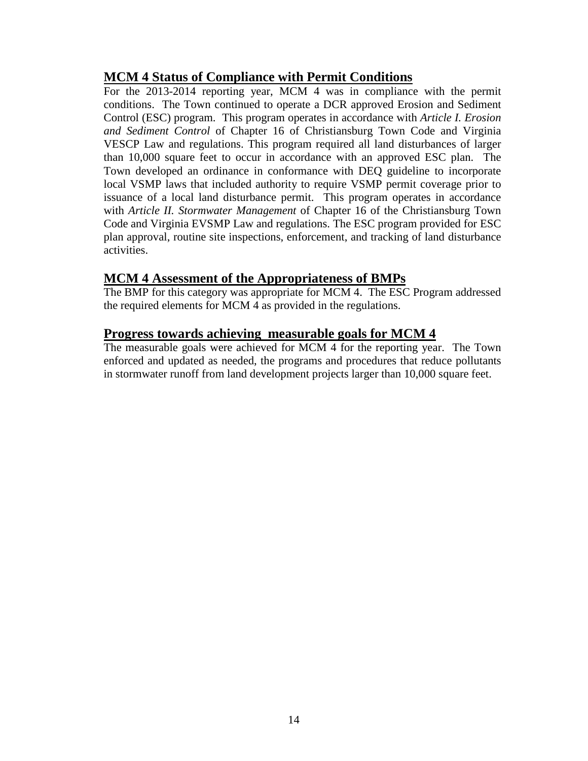## MCM 4 Status of Compliance with Permit Conditions

For the 2013-2014 reporting year, MCM 4 was in compliance with the permit conditions. The Town continued to operate a DCR approved Erosion and Sediment Control (ESC) program. This program operates in accordance with *Article I. Erosion and Sediment Control* of Chapter 16 of Christiansburg Town Code and Virginia VESCP Law and regulations. This program required all land disturbances of larger than 10,000 square feet to occur in accordance with an approved ESC plan. The Town developed an ordinance in conformance with DEQ guideline to incorporate local VSMP laws that included authority to require VSMP permit coverage prior to issuance of a local land disturbance permit. This program operates in accordance with *Article II. Stormwater Management* of Chapter 16 of the Christiansburg Town Code and Virginia EVSMP Law and regulations. The ESC program provided for ESC plan approval, routine site inspections, enforcement, and tracking of land disturbance activities.

## MCM 4 Assessment of the Appropriateness of BMPs

The BMP for this category was appropriate for MCM 4. The ESC Program addressed the required elements for MCM 4 as provided in the regulations.

## Progress towards achieving measurable goals for MCM 4

The measurable goals were achieved for MCM 4 for the reporting year. The Town enforced and updated as needed, the programs and procedures that reduce pollutants in stormwater runoff from land development projects larger than 10,000 square feet.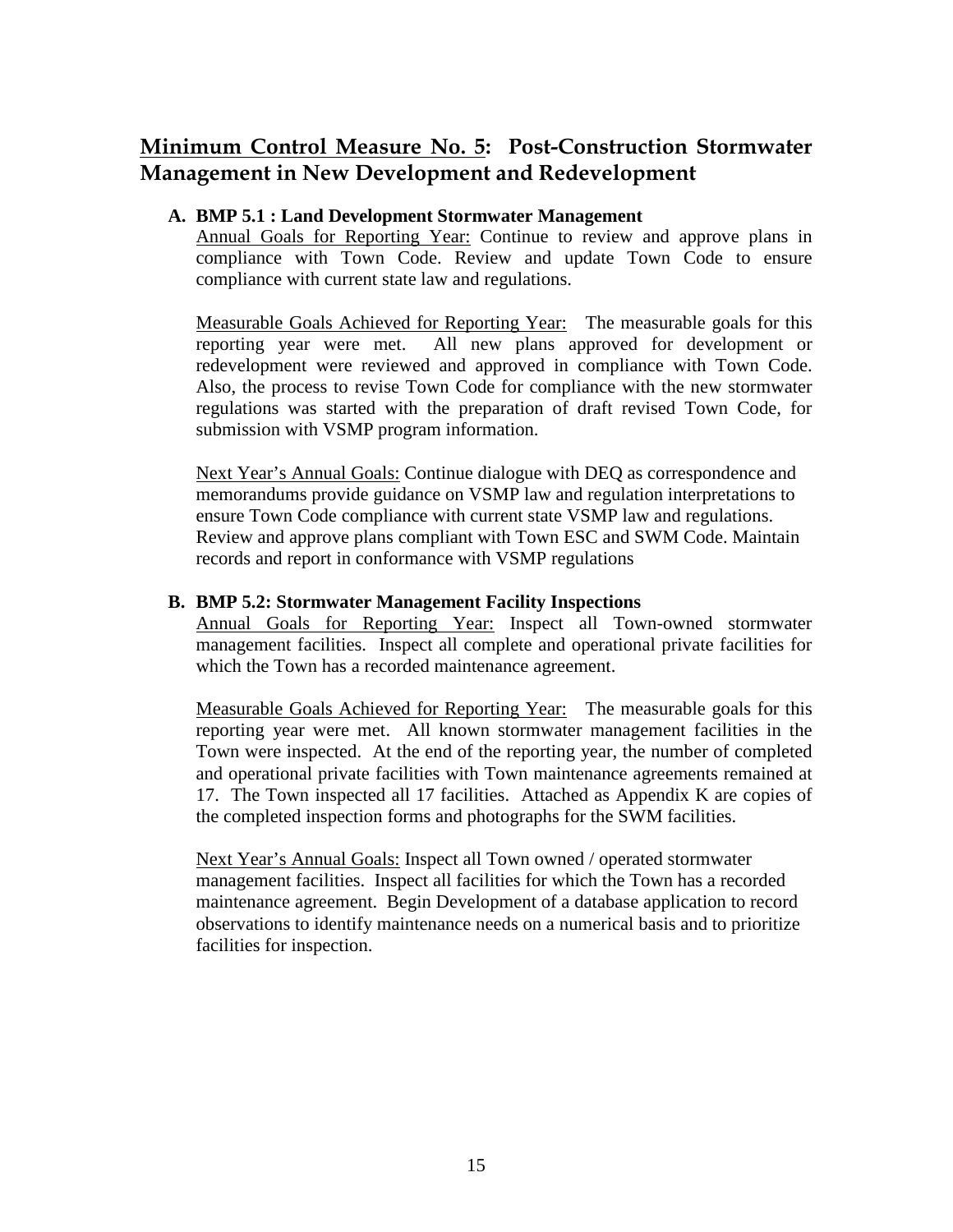## Minimum Control Measure No. 5: Post-Construction Stormwater Management in New Development and Redevelopment

**A. BMP 5.1 : Land Development Stormwater Management**

Annual Goals for Reporting Year: Continue to review and approve plans in compliance with Town Code. Review and update Town Code to ensure compliance with current state law and regulations.

Measurable Goals Achieved for Reporting Year: The measurable goals for this reporting year were met. All new plans approved for development or redevelopment were reviewed and approved in compliance with Town Code. Also, the process to revise Town Code for compliance with the new stormwater regulations was started with the preparation of draft revised Town Code, for submission with VSMP program information.

Next Year's Annual Goals: Continue dialogue with DEQ as correspondence and memorandums provide guidance on VSMP law and regulation interpretations to ensure Town Code compliance with current state VSMP law and regulations. Review and approve plans compliant with Town ESC and SWM Code. Maintain records and report in conformance with VSMP regulations

**B. BMP 5.2: Stormwater Management Facility Inspections**

Annual Goals for Reporting Year: Inspect all Town-owned stormwater management facilities. Inspect all complete and operational private facilities for which the Town has a recorded maintenance agreement.

Measurable Goals Achieved for Reporting Year: The measurable goals for this reporting year were met. All known stormwater management facilities in the Town were inspected. At the end of the reporting year, the number of completed and operational private facilities with Town maintenance agreements remained at 17. The Town inspected all 17 facilities. Attached as Appendix K are copies of the completed inspection forms and photographs for the SWM facilities.

Next Year's Annual Goals: Inspect all Town owned / operated stormwater management facilities. Inspect all facilities for which the Town has a recorded maintenance agreement. Begin Development of a database application to record observations to identify maintenance needs on a numerical basis and to prioritize facilities for inspection.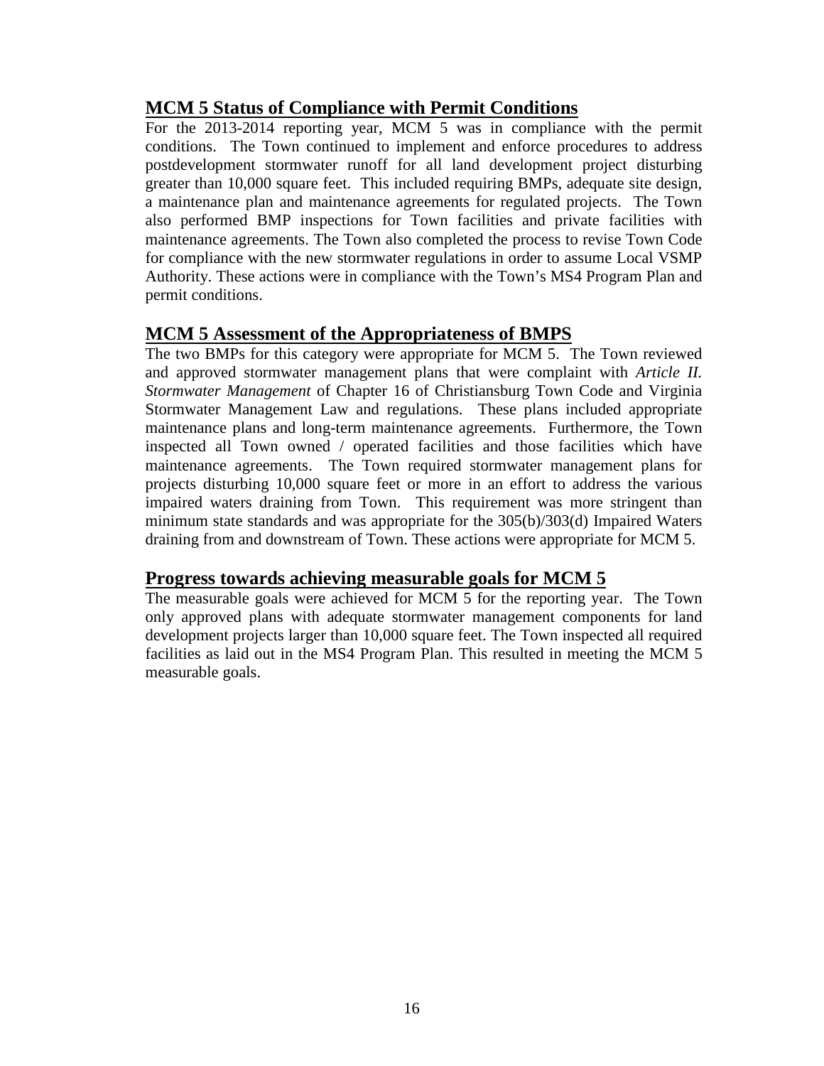## MCM 5 Status of Compliance with Permit Conditions

For the 2013-2014 reporting year, MCM 5 was in compliance with the permit conditions. The Town continued to implement and enforce procedures to address postdevelopment stormwater runoff for all land development project disturbing greater than 10,000 square feet. This included requiring BMPs, adequate site design, a maintenance plan and maintenance agreements for regulated projects. The Town also performed BMP inspections for Town facilities and private facilities with maintenance agreements. The Town also completed the process to revise Town Code for compliance with the new stormwater regulations in order to assume Local VSMP Authority. These actions were in compliance with the Town's MS4 Program Plan and permit conditions.

## MCM 5 Assessment of the Appropriateness of BMPS

The two BMPs for this category were appropriate for MCM 5. The Town reviewed and approved stormwater management plans that were complaint with *Article II. Stormwater Management* of Chapter 16 of Christiansburg Town Code and Virginia Stormwater Management Law and regulations. These plans included appropriate maintenance plans and long-term maintenance agreements. Furthermore, the Town inspected all Town owned / operated facilities and those facilities which have maintenance agreements. The Town required stormwater management plans for projects disturbing 10,000 square feet or more in an effort to address the various impaired waters draining from Town. This requirement was more stringent than minimum state standards and was appropriate for the 305(b)/303(d) Impaired Waters draining from and downstream of Town. These actions were appropriate for MCM 5.

## Progress towards achieving measurable goals for MCM 5

The measurable goals were achieved for MCM 5 for the reporting year. The Town only approved plans with adequate stormwater management components for land development projects larger than 10,000 square feet. The Town inspected all required facilities as laid out in the MS4 Program Plan. This resulted in meeting the MCM 5 measurable goals.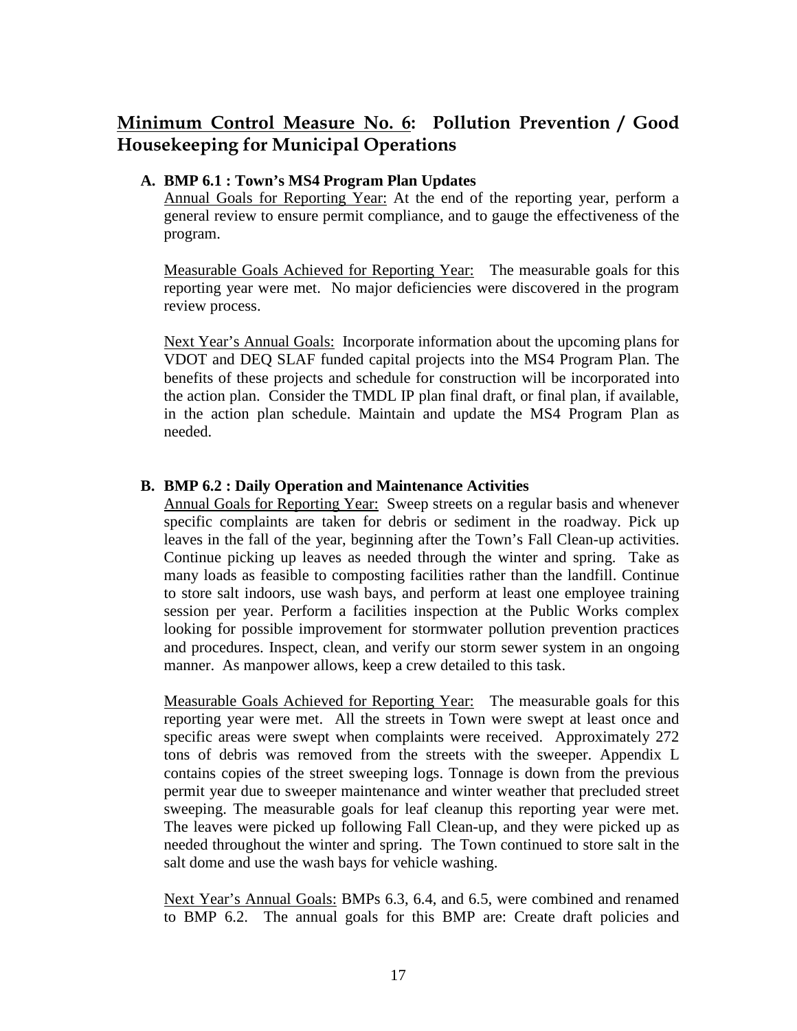## Minimum Control Measure No. 6: Pollution Prevention / Good Housekeeping for Municipal Operations

### A. BMP 6.1 : Town's MS4 Program Plan Updates

Annual Goals for Reporting Year: At the end of the reporting year, perform a general review to ensure permit compliance, and to gauge the effectiveness of the program.

Measurable Goals Achieved for Reporting Year: The measurable goals for this reporting year were met. No major deficiencies were discovered in the program review process.

Next Year's Annual Goals: Incorporate information about the upcoming plans for VDOT and DEQ SLAF funded capital projects into the MS4 Program Plan. The benefits of these projects and schedule for construction will be incorporated into the action plan. Consider the TMDL IP plan final draft, or final plan, if available, in the action plan schedule. Maintain and update the MS4 Program Plan as needed.

### B. BMP 6.2 : Daily Operation and Maintenance Activities

Annual Goals for Reporting Year: Sweep streets on a regular basis and whenever specific complaints are taken for debris or sediment in the roadway. Pick up leaves in the fall of the year, beginning after the Town's Fall Clean-up activities. Continue picking up leaves as needed through the winter and spring. Take as many loads as feasible to composting facilities rather than the landfill. Continue to store salt indoors, use wash bays, and perform at least one employee training session per year. Perform a facilities inspection at the Public Works complex looking for possible improvement for stormwater pollution prevention practices and procedures. Inspect, clean, and verify our storm sewer system in an ongoing manner. As manpower allows, keep a crew detailed to this task.

Measurable Goals Achieved for Reporting Year: The measurable goals for this reporting year were met. All the streets in Town were swept at least once and specific areas were swept when complaints were received. Approximately 272 tons of debris was removed from the streets with the sweeper. Appendix L contains copies of the street sweeping logs. Tonnage is down from the previous permit year due to sweeper maintenance and winter weather that precluded street sweeping. The measurable goals for leaf cleanup this reporting year were met. The leaves were picked up following Fall Clean-up, and they were picked up as needed throughout the winter and spring. The Town continued to store salt in the salt dome and use the wash bays for vehicle washing.

Next Year's Annual Goals: BMPs 6.3, 6.4, and 6.5, were combined and renamed to BMP 6.2. The annual goals for this BMP are: Create draft policies and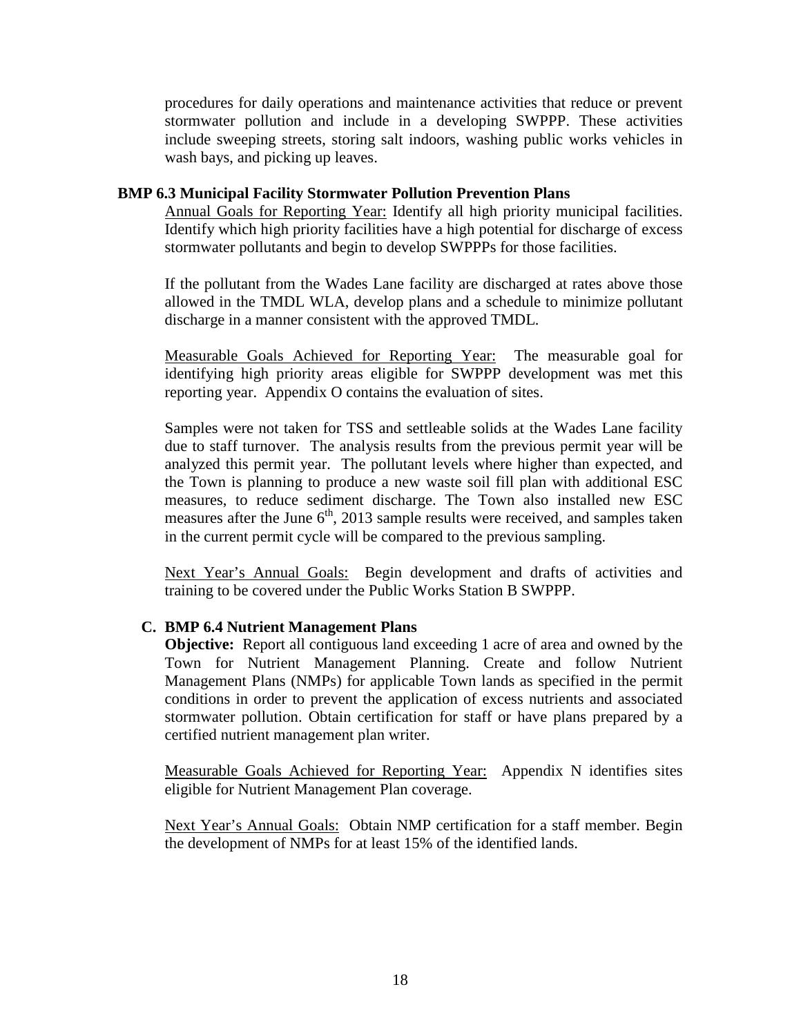procedures for daily operations and maintenance activities that reduce or prevent stormwater pollution and include in a developing SWPPP. These activities include sweeping streets, storing salt indoors, washing public works vehicles in wash bays, and picking up leaves.

**BMP 6.3 Municipal Facility Stormwater Pollution Prevention Plans**

Annual Goals for Reporting Year: Identify all high priority municipal facilities. Identify which high priority facilities have a high potential for discharge of excess stormwater pollutants and begin to develop SWPPPs for those facilities.

If the pollutant from the Wades Lane facility are discharged at rates above those allowed in the TMDL WLA, develop plans and a schedule to minimize pollutant discharge in a manner consistent with the approved TMDL.

Measurable Goals Achieved for Reporting Year: The measurable goal for identifying high priority areas eligible for SWPPP development was met this reporting year. Appendix O contains the evaluation of sites.

Samples were not taken for TSS and settleable solids at the Wades Lane facility due to staff turnover. The analysis results from the previous permit year will be analyzed this permit year. The pollutant levels where higher than expected, and the Town is planning to produce a new waste soil fill plan with additional ESC measures, to reduce sediment discharge. The Town also installed new ESC measures after the June 6th, 2013 sample results were received, and samples taken in the current permit cycle will be compared to the previous sampling.

Next Year's Annual Goals: Begin development and drafts of activities and training to be covered under the Public Works Station B SWPPP.

**C. BMP 6.4 Nutrient Management Plans**

**Objective:** Report all contiguous land exceeding 1 acre of area and owned by the Town for Nutrient Management Planning. Create and follow Nutrient Management Plans (NMPs) for applicable Town lands as specified in the permit conditions in order to prevent the application of excess nutrients and associated stormwater pollution. Obtain certification for staff or have plans prepared by a certified nutrient management plan writer.

Measurable Goals Achieved for Reporting Year: Appendix N identifies sites eligible for Nutrient Management Plan coverage.

Next Year's Annual Goals: Obtain NMP certification for a staff member. Begin the development of NMPs for at least 15% of the identified lands.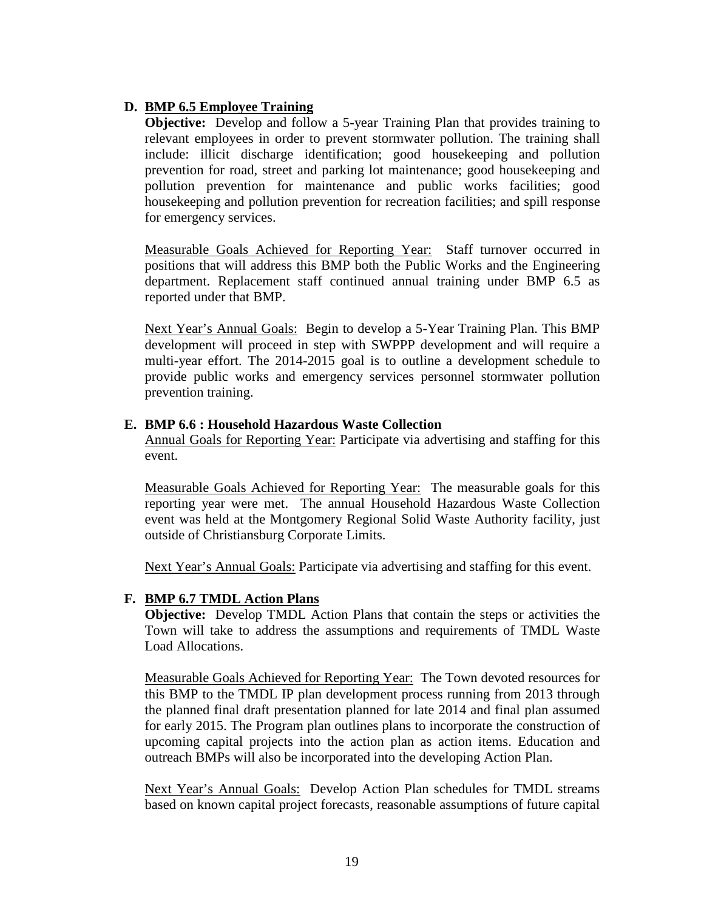**D. <u>BMP 6.5 Employee Training</u>**

**Objective:** Develop and follow a 5-year Training Plan that provides training to relevant employees in order to prevent stormwater pollution. The training shall include: illicit discharge identification; good housekeeping and pollution prevention for road, street and parking lot maintenance; good housekeeping and pollution prevention for maintenance and public works facilities; good housekeeping and pollution prevention for recreation facilities; and spill response for emergency services.

<u>Measurable Goals Achieved for Reporting Year:</u> Staff turnover occurred in positions that will address this BMP both the Public Works and the Engineering department. Replacement staff continued annual training under BMP 6.5 as reported under that BMP.

<u>Next Year's Annual Goals:</u> Begin to develop a 5-Year Training Plan. This BMP development will proceed in step with SWPPP development and will require a multi-year effort. The 2014-2015 goal is to outline a development schedule to provide public works and emergency services personnel stormwater pollution prevention training.

**E. BMP 6.6 : Household Hazardous Waste Collection**

<u>Annual Goals for Reporting Year:</u> Participate via advertising and staffing for this event.

<u>Measurable Goals Achieved for Reporting Year:</u> The measurable goals for this reporting year were met. The annual Household Hazardous Waste Collection event was held at the Montgomery Regional Solid Waste Authority facility, just outside of Christiansburg Corporate Limits.

<u>Next Year's Annual Goals:</u> Participate via advertising and staffing for this event.

**F. <u>BMP 6.7 TMDL Action Plans</u>**

**Objective:** Develop TMDL Action Plans that contain the steps or activities the Town will take to address the assumptions and requirements of TMDL Waste Load Allocations.

<u>Measurable Goals Achieved for Reporting Year:</u> The Town devoted resources for this BMP to the TMDL IP plan development process running from 2013 through the planned final draft presentation planned for late 2014 and final plan assumed for early 2015. The Program plan outlines plans to incorporate the construction of upcoming capital projects into the action plan as action items. Education and outreach BMPs will also be incorporated into the developing Action Plan.

<u>Next Year's Annual Goals:</u> Develop Action Plan schedules for TMDL streams based on known capital project forecasts, reasonable assumptions of future capital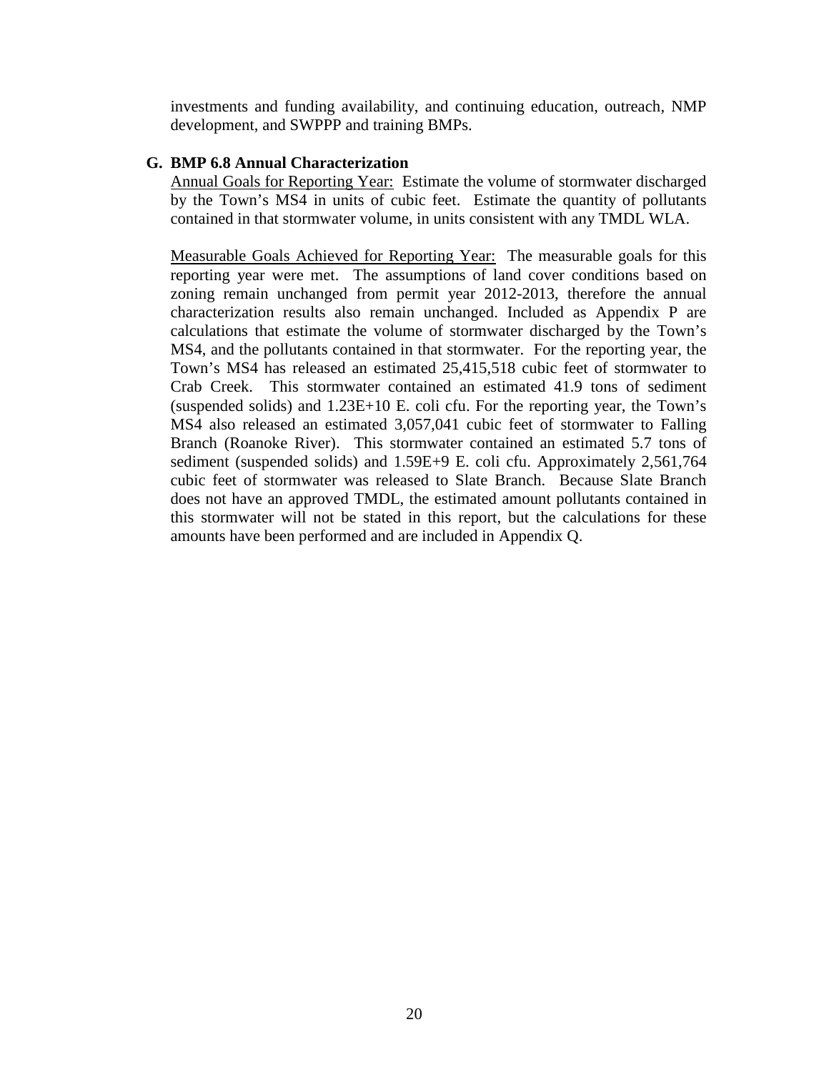investments and funding availability, and continuing education, outreach, NMP development, and SWPPP and training BMPs.

**G. BMP 6.8 Annual Characterization**

Annual Goals for Reporting Year: Estimate the volume of stormwater discharged by the Town's MS4 in units of cubic feet. Estimate the quantity of pollutants contained in that stormwater volume, in units consistent with any TMDL WLA.

Measurable Goals Achieved for Reporting Year: The measurable goals for this reporting year were met. The assumptions of land cover conditions based on zoning remain unchanged from permit year 2012-2013, therefore the annual characterization results also remain unchanged. Included as Appendix P are calculations that estimate the volume of stormwater discharged by the Town's MS4, and the pollutants contained in that stormwater. For the reporting year, the Town's MS4 has released an estimated 25,415,518 cubic feet of stormwater to Crab Creek. This stormwater contained an estimated 41.9 tons of sediment (suspended solids) and 1.23E+10 E. coli cfu. For the reporting year, the Town's MS4 also released an estimated 3,057,041 cubic feet of stormwater to Falling Branch (Roanoke River). This stormwater contained an estimated 5.7 tons of sediment (suspended solids) and 1.59E+9 E. coli cfu. Approximately 2,561,764 cubic feet of stormwater was released to Slate Branch. Because Slate Branch does not have an approved TMDL, the estimated amount pollutants contained in this stormwater will not be stated in this report, but the calculations for these amounts have been performed and are included in Appendix Q.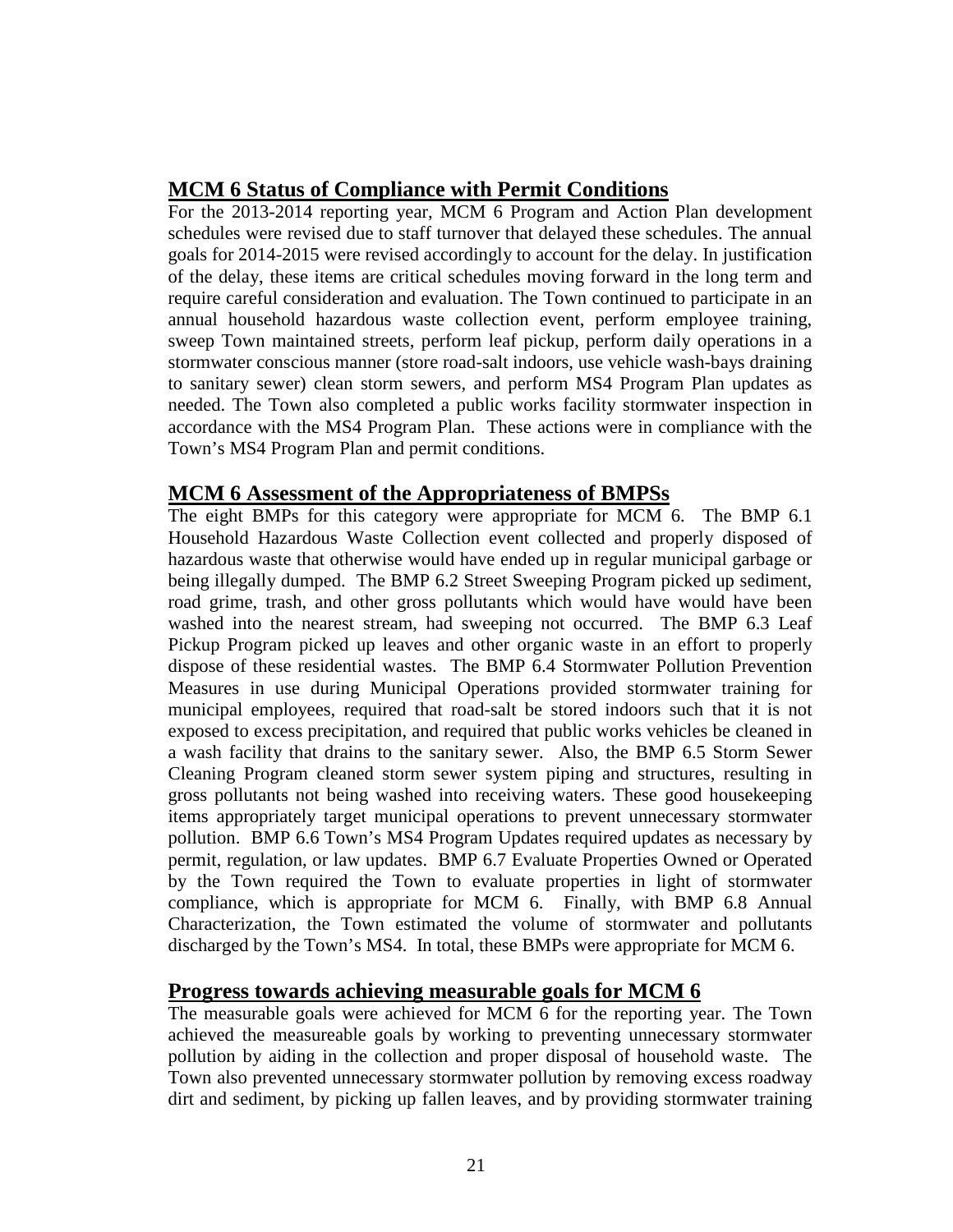## MCM 6 Status of Compliance with Permit Conditions

For the 2013-2014 reporting year, MCM 6 Program and Action Plan development schedules were revised due to staff turnover that delayed these schedules. The annual goals for 2014-2015 were revised accordingly to account for the delay. In justification of the delay, these items are critical schedules moving forward in the long term and require careful consideration and evaluation. The Town continued to participate in an annual household hazardous waste collection event, perform employee training, sweep Town maintained streets, perform leaf pickup, perform daily operations in a stormwater conscious manner (store road-salt indoors, use vehicle wash-bays draining to sanitary sewer) clean storm sewers, and perform MS4 Program Plan updates as needed. The Town also completed a public works facility stormwater inspection in accordance with the MS4 Program Plan. These actions were in compliance with the Town's MS4 Program Plan and permit conditions.

## MCM 6 Assessment of the Appropriateness of BMPSs

The eight BMPs for this category were appropriate for MCM 6. The BMP 6.1 Household Hazardous Waste Collection event collected and properly disposed of hazardous waste that otherwise would have ended up in regular municipal garbage or being illegally dumped. The BMP 6.2 Street Sweeping Program picked up sediment, road grime, trash, and other gross pollutants which would have would have been washed into the nearest stream, had sweeping not occurred. The BMP 6.3 Leaf Pickup Program picked up leaves and other organic waste in an effort to properly dispose of these residential wastes. The BMP 6.4 Stormwater Pollution Prevention Measures in use during Municipal Operations provided stormwater training for municipal employees, required that road-salt be stored indoors such that it is not exposed to excess precipitation, and required that public works vehicles be cleaned in a wash facility that drains to the sanitary sewer. Also, the BMP 6.5 Storm Sewer Cleaning Program cleaned storm sewer system piping and structures, resulting in gross pollutants not being washed into receiving waters. These good housekeeping items appropriately target municipal operations to prevent unnecessary stormwater pollution. BMP 6.6 Town's MS4 Program Updates required updates as necessary by permit, regulation, or law updates. BMP 6.7 Evaluate Properties Owned or Operated by the Town required the Town to evaluate properties in light of stormwater compliance, which is appropriate for MCM 6. Finally, with BMP 6.8 Annual Characterization, the Town estimated the volume of stormwater and pollutants discharged by the Town's MS4. In total, these BMPs were appropriate for MCM 6.

## Progress towards achieving measurable goals for MCM 6

The measurable goals were achieved for MCM 6 for the reporting year. The Town achieved the measureable goals by working to preventing unnecessary stormwater pollution by aiding in the collection and proper disposal of household waste. The Town also prevented unnecessary stormwater pollution by removing excess roadway dirt and sediment, by picking up fallen leaves, and by providing stormwater training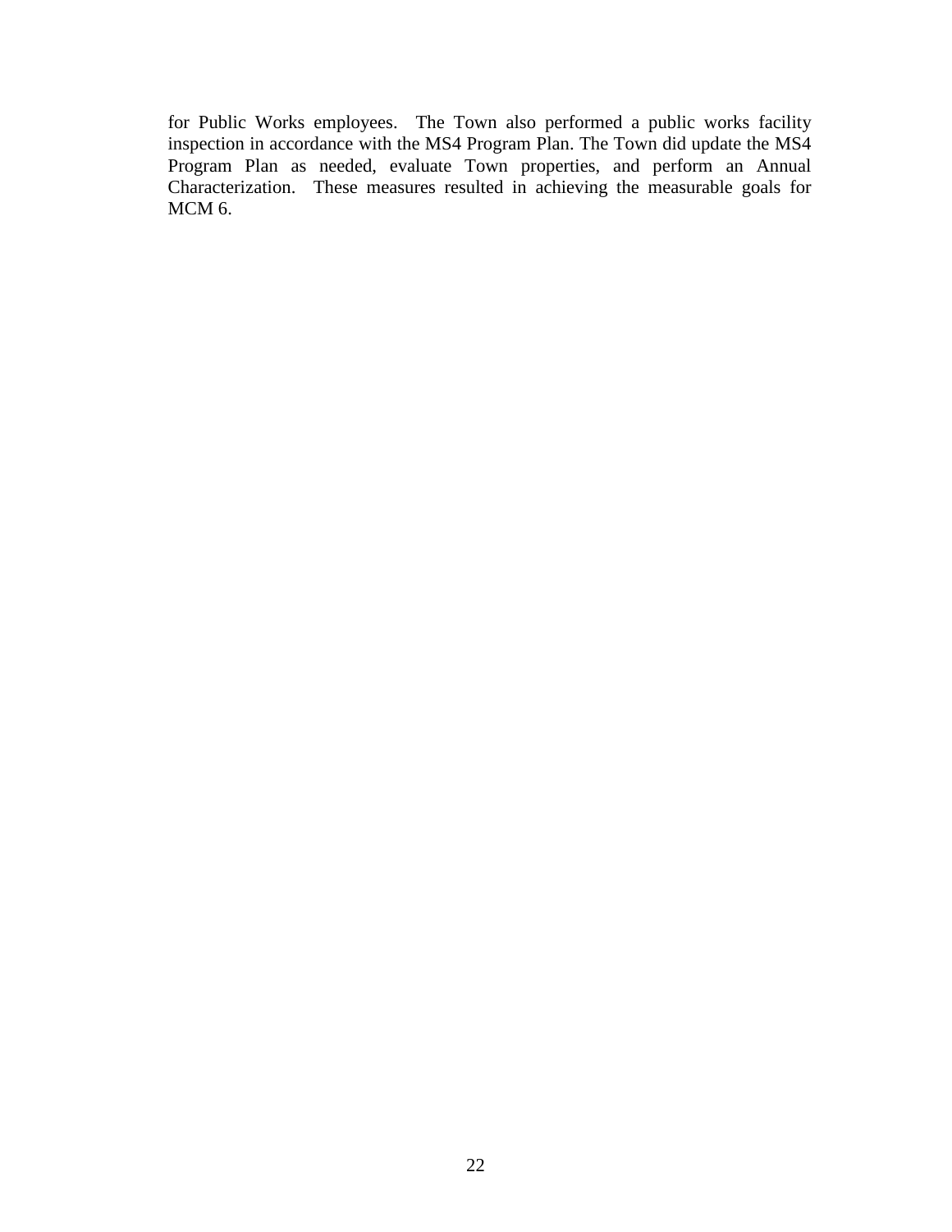for Public Works employees. The Town also performed a public works facility inspection in accordance with the MS4 Program Plan. The Town did update the MS4 Program Plan as needed, evaluate Town properties, and perform an Annual Characterization. These measures resulted in achieving the measurable goals for MCM 6.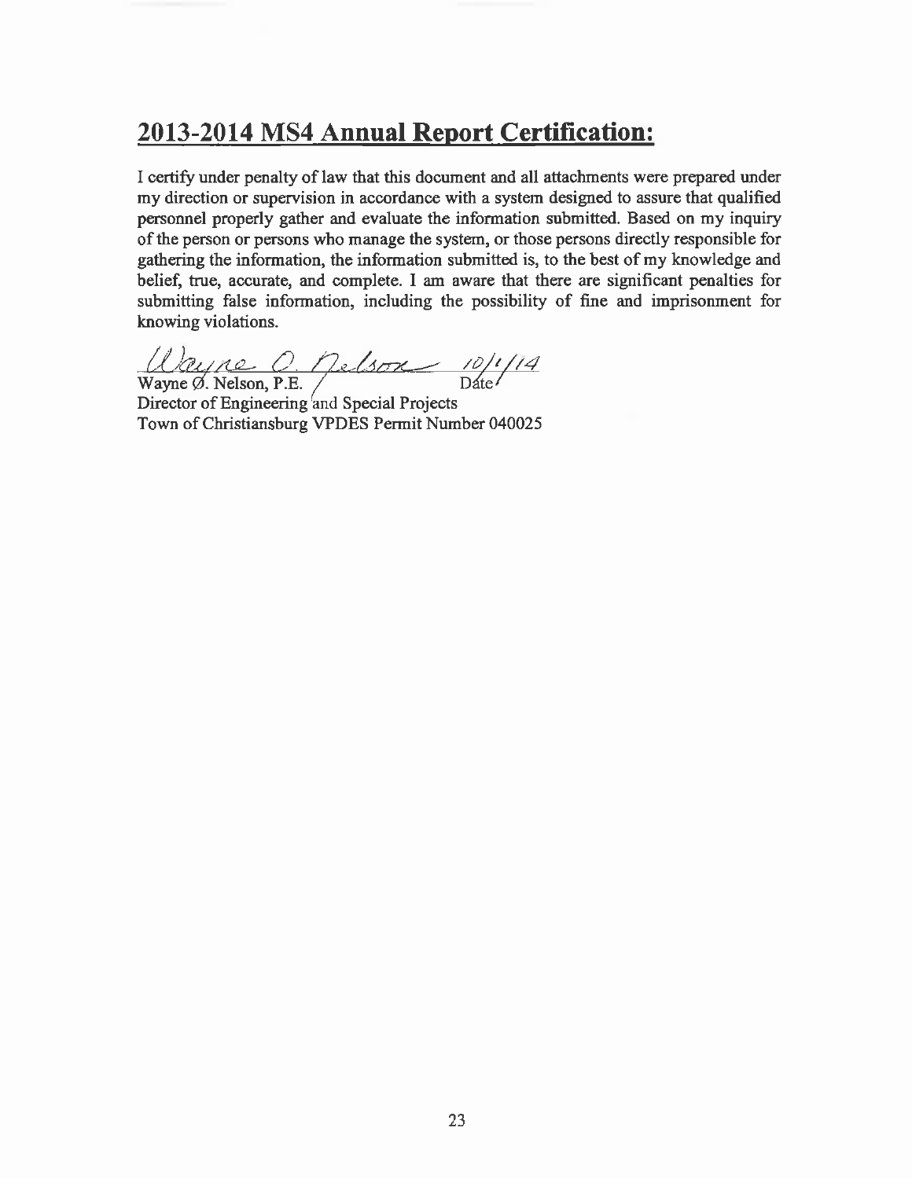## 2013-2014 MS4 Annual Report Certification:

I certify under penalty of law that this document and all attachments were prepared under my direction or supervision in accordance with a system designed to assure that qualified personnel properly gather and evaluate the information submitted. Based on my inquiry of the person or persons who manage the system, or those persons directly responsible for gathering the information, the information submitted is, to the best of my knowledge and belief, true, accurate, and complete. I am aware that there are significant penalties for submitting false information, including the possibility of fine and imprisonment for knowing violations.

Wayne O. Nelson 10/1/14

Wayne Ø. Nelson, P.E. Date

Director of Engineering and Special Projects

Town of Christiansburg VPDES Permit Number 040025